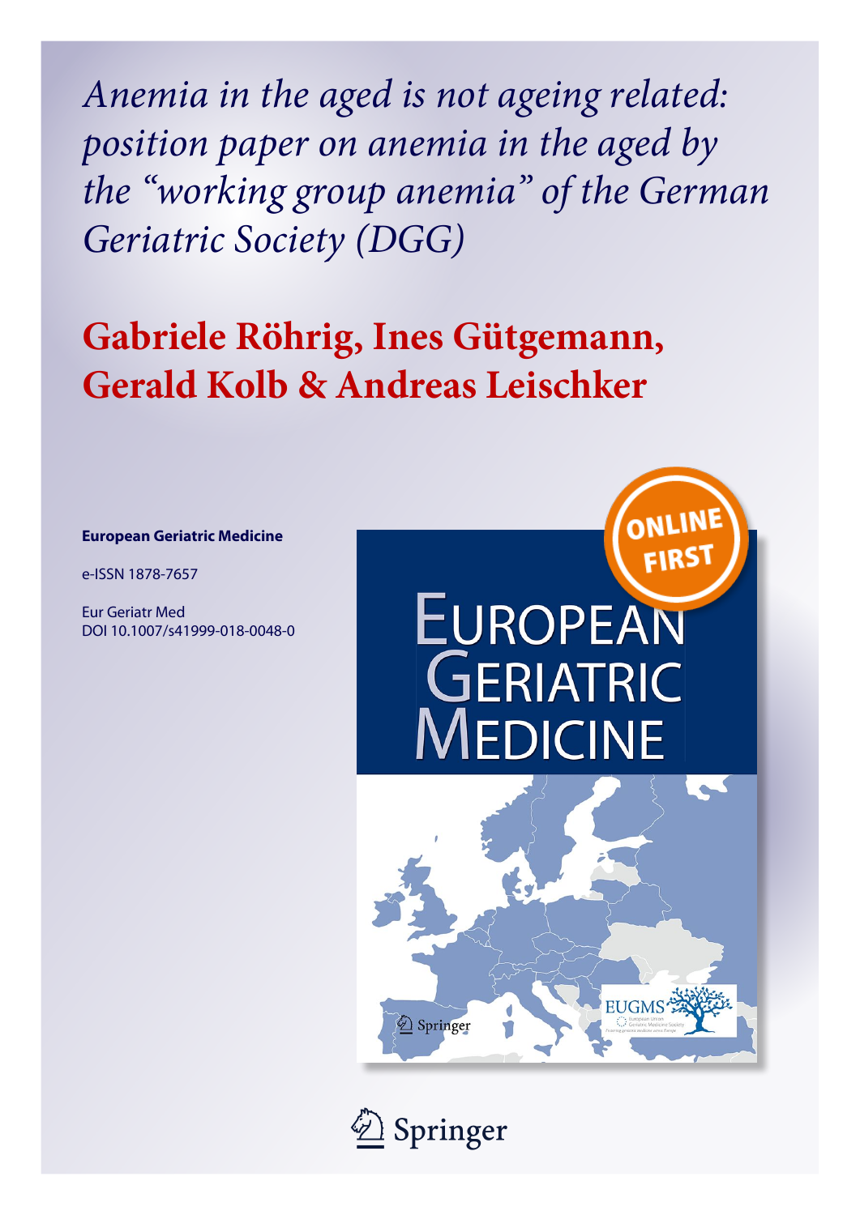# *Anemia in the aged is not ageing related: position paper on anemia in the aged by the "working group anemia" of the German Geriatric Society (DGG)*

## Gabriele Röhrig, Ines Gütgemann, Gerald Kolb & Andreas Leischker

**European Geriatric Medicine**

e-ISSN 1878-7657

Eur Geriatr Med
DOI 10.1007/s41999-018-0048-0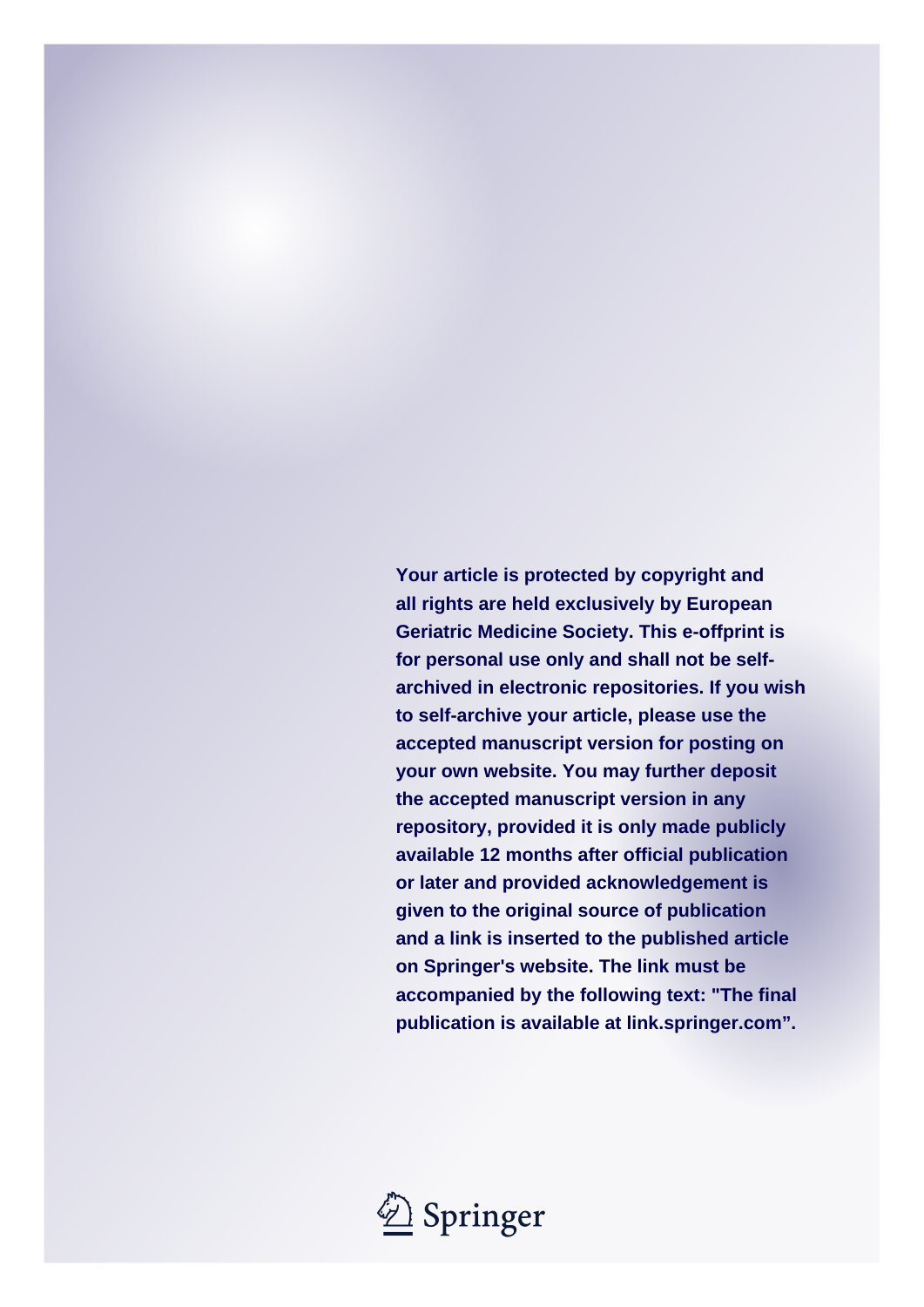Your article is protected by copyright and all rights are held exclusively by European Geriatric Medicine Society. This e-offprint is for personal use only and shall not be self-archived in electronic repositories. If you wish to self-archive your article, please use the accepted manuscript version for posting on your own website. You may further deposit the accepted manuscript version in any repository, provided it is only made publicly available 12 months after official publication or later and provided acknowledgement is given to the original source of publication and a link is inserted to the published article on Springer's website. The link must be accompanied by the following text: "The final publication is available at link.springer.com".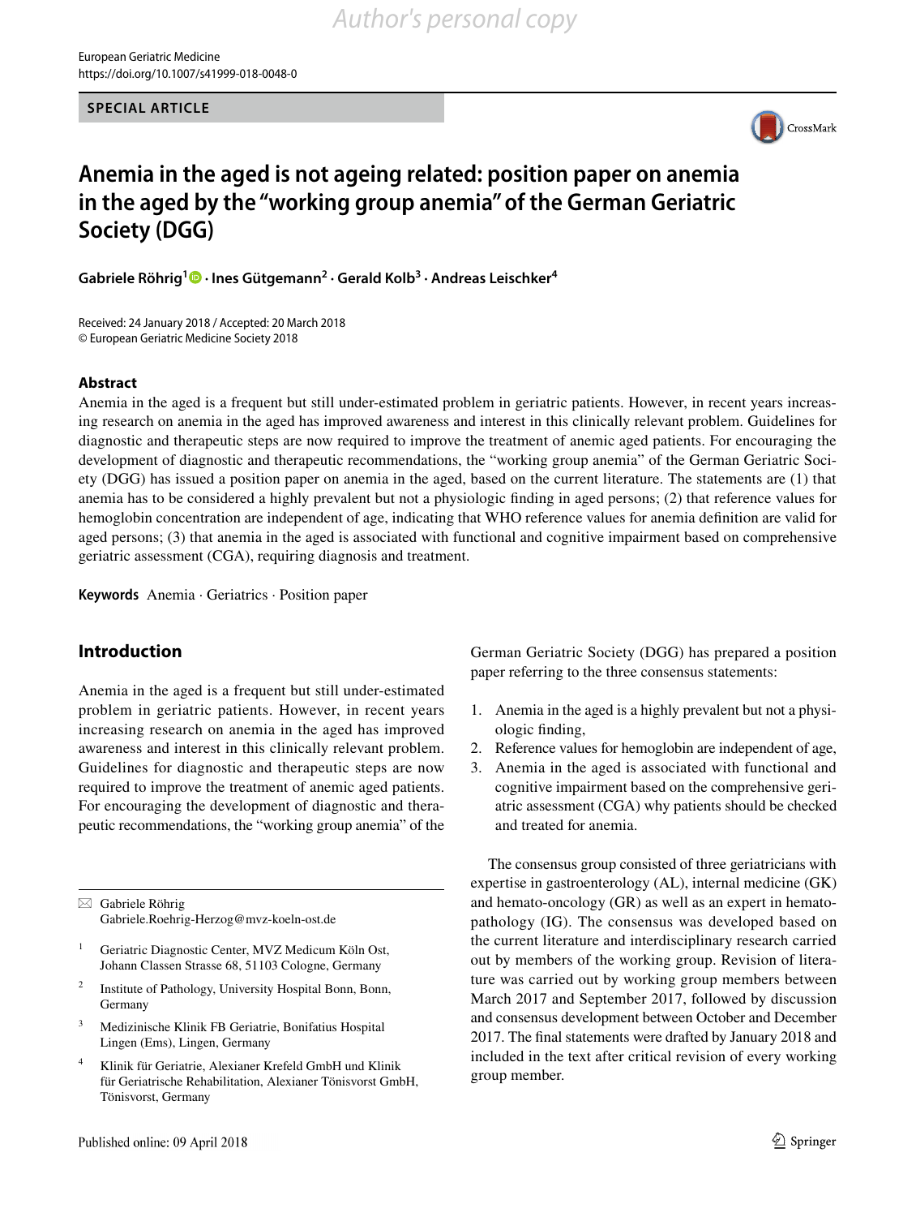# Anemia in the aged is not ageing related: position paper on anemia in the aged by the "working group anemia" of the German Geriatric Society (DGG)

**Gabriele Röhrig[1] · Ines Gütgemann[2] · Gerald Kolb[3] · Andreas Leischker[4]**

Received: 24 January 2018 / Accepted: 20 March 2018
© European Geriatric Medicine Society 2018

## Abstract

Anemia in the aged is a frequent but still under-estimated problem in geriatric patients. However, in recent years increasing research on anemia in the aged has improved awareness and interest in this clinically relevant problem. Guidelines for diagnostic and therapeutic steps are now required to improve the treatment of anemic aged patients. For encouraging the development of diagnostic and therapeutic recommendations, the "working group anemia" of the German Geriatric Society (DGG) has issued a position paper on anemia in the aged, based on the current literature. The statements are (1) that anemia has to be considered a highly prevalent but not a physiologic finding in aged persons; (2) that reference values for hemoglobin concentration are independent of age, indicating that WHO reference values for anemia definition are valid for aged persons; (3) that anemia in the aged is associated with functional and cognitive impairment based on comprehensive geriatric assessment (CGA), requiring diagnosis and treatment.

**Keywords** Anemia · Geriatrics · Position paper

## Introduction

Anemia in the aged is a frequent but still under-estimated problem in geriatric patients. However, in recent years increasing research on anemia in the aged has improved awareness and interest in this clinically relevant problem. Guidelines for diagnostic and therapeutic steps are now required to improve the treatment of anemic aged patients. For encouraging the development of diagnostic and therapeutic recommendations, the "working group anemia" of the German Geriatric Society (DGG) has prepared a position paper referring to the three consensus statements:

1. Anemia in the aged is a highly prevalent but not a physiologic finding,
2. Reference values for hemoglobin are independent of age,
3. Anemia in the aged is associated with functional and cognitive impairment based on the comprehensive geriatric assessment (CGA) why patients should be checked and treated for anemia.

The consensus group consisted of three geriatricians with expertise in gastroenterology (AL), internal medicine (GK) and hemato-oncology (GR) as well as an expert in hematopathology (IG). The consensus was developed based on the current literature and interdisciplinary research carried out by members of the working group. Revision of literature was carried out by working group members between March 2017 and September 2017, followed by discussion and consensus development between October and December 2017. The final statements were drafted by January 2018 and included in the text after critical revision of every working group member.

---

✉ Gabriele Röhrig
Gabriele.Roehrig-Herzog@mvz-koeln-ost.de

[1] Geriatric Diagnostic Center, MVZ Medicum Köln Ost, Johann Classen Strasse 68, 51103 Cologne, Germany

[2] Institute of Pathology, University Hospital Bonn, Bonn, Germany

[3] Medizinische Klinik FB Geriatrie, Bonifatius Hospital Lingen (Ems), Lingen, Germany

[4] Klinik für Geriatrie, Alexianer Krefeld GmbH und Klinik für Geriatrische Rehabilitation, Alexianer Tönisvorst GmbH, Tönisvorst, Germany

Published online: 09 April 2018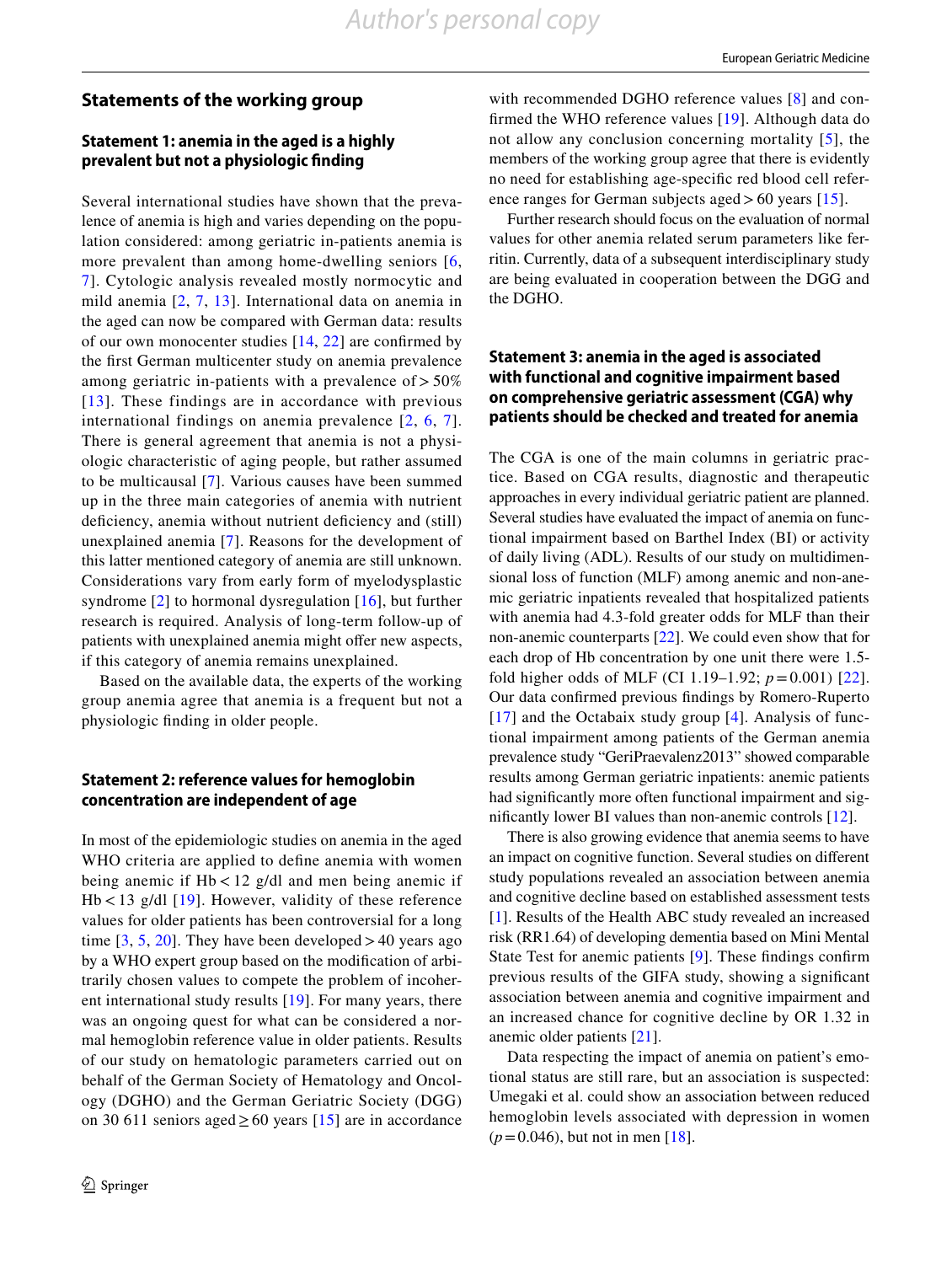## Statements of the working group

### Statement 1: anemia in the aged is a highly prevalent but not a physiologic finding

Several international studies have shown that the prevalence of anemia is high and varies depending on the population considered: among geriatric in-patients anemia is more prevalent than among home-dwelling seniors [6, 7]. Cytologic analysis revealed mostly normocytic and mild anemia [2, 7, 13]. International data on anemia in the aged can now be compared with German data: results of our own monocenter studies [14, 22] are confirmed by the first German multicenter study on anemia prevalence among geriatric in-patients with a prevalence of > 50% [13]. These findings are in accordance with previous international findings on anemia prevalence [2, 6, 7]. There is general agreement that anemia is not a physiologic characteristic of aging people, but rather assumed to be multicausal [7]. Various causes have been summed up in the three main categories of anemia with nutrient deficiency, anemia without nutrient deficiency and (still) unexplained anemia [7]. Reasons for the development of this latter mentioned category of anemia are still unknown. Considerations vary from early form of myelodysplastic syndrome [2] to hormonal dysregulation [16], but further research is required. Analysis of long-term follow-up of patients with unexplained anemia might offer new aspects, if this category of anemia remains unexplained.

Based on the available data, the experts of the working group anemia agree that anemia is a frequent but not a physiologic finding in older people.

### Statement 2: reference values for hemoglobin concentration are independent of age

In most of the epidemiologic studies on anemia in the aged WHO criteria are applied to define anemia with women being anemic if Hb < 12 g/dl and men being anemic if Hb < 13 g/dl [19]. However, validity of these reference values for older patients has been controversial for a long time [3, 5, 20]. They have been developed > 40 years ago by a WHO expert group based on the modification of arbitrarily chosen values to compete the problem of incoherent international study results [19]. For many years, there was an ongoing quest for what can be considered a normal hemoglobin reference value in older patients. Results of our study on hematologic parameters carried out on behalf of the German Society of Hematology and Oncology (DGHO) and the German Geriatric Society (DGG) on 30 611 seniors aged ≥ 60 years [15] are in accordance with recommended DGHO reference values [8] and confirmed the WHO reference values [19]. Although data do not allow any conclusion concerning mortality [5], the members of the working group agree that there is evidently no need for establishing age-specific red blood cell reference ranges for German subjects aged > 60 years [15].

Further research should focus on the evaluation of normal values for other anemia related serum parameters like ferritin. Currently, data of a subsequent interdisciplinary study are being evaluated in cooperation between the DGG and the DGHO.

### Statement 3: anemia in the aged is associated with functional and cognitive impairment based on comprehensive geriatric assessment (CGA) why patients should be checked and treated for anemia

The CGA is one of the main columns in geriatric practice. Based on CGA results, diagnostic and therapeutic approaches in every individual geriatric patient are planned. Several studies have evaluated the impact of anemia on functional impairment based on Barthel Index (BI) or activity of daily living (ADL). Results of our study on multidimensional loss of function (MLF) among anemic and non-anemic geriatric inpatients revealed that hospitalized patients with anemia had 4.3-fold greater odds for MLF than their non-anemic counterparts [22]. We could even show that for each drop of Hb concentration by one unit there were 1.5-fold higher odds of MLF (CI 1.19–1.92; $p = 0.001$) [22]. Our data confirmed previous findings by Romero-Ruperto [17] and the Octabaix study group [4]. Analysis of functional impairment among patients of the German anemia prevalence study "GeriPraevalenz2013" showed comparable results among German geriatric inpatients: anemic patients had significantly more often functional impairment and significantly lower BI values than non-anemic controls [12].

There is also growing evidence that anemia seems to have an impact on cognitive function. Several studies on different study populations revealed an association between anemia and cognitive decline based on established assessment tests [1]. Results of the Health ABC study revealed an increased risk (RR1.64) of developing dementia based on Mini Mental State Test for anemic patients [9]. These findings confirm previous results of the GIFA study, showing a significant association between anemia and cognitive impairment and an increased chance for cognitive decline by OR 1.32 in anemic older patients [21].

Data respecting the impact of anemia on patient's emotional status are still rare, but an association is suspected: Umegaki et al. could show an association between reduced hemoglobin levels associated with depression in women ($p = 0.046$), but not in men [18].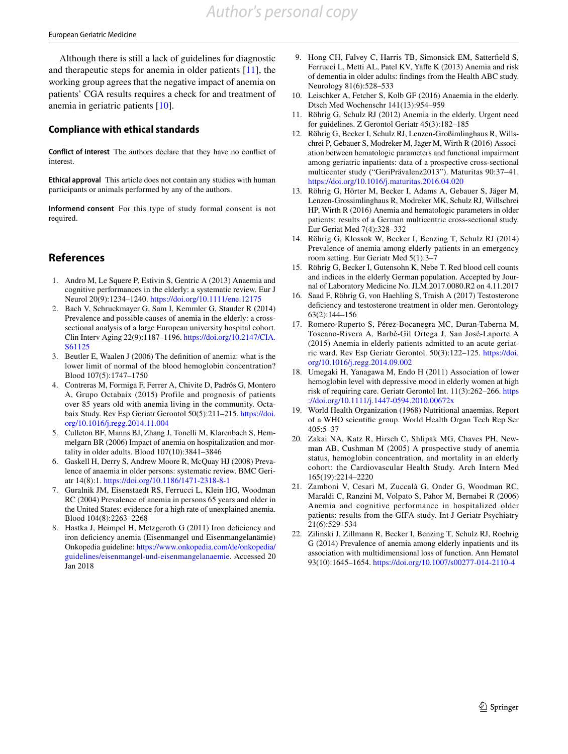Although there is still a lack of guidelines for diagnostic and therapeutic steps for anemia in older patients [11], the working group agrees that the negative impact of anemia on patients' CGA results requires a check for and treatment of anemia in geriatric patients [10].

## Compliance with ethical standards

**Conflict of interest** The authors declare that they have no conflict of interest.

**Ethical approval** This article does not contain any studies with human participants or animals performed by any of the authors.

**Informend consent** For this type of study formal consent is not required.

## References

1. Andro M, Le Squere P, Estivin S, Gentric A (2013) Anaemia and cognitive performances in the elderly: a systematic review. Eur J Neurol 20(9):1234–1240. https://doi.org/10.1111/ene.12175
2. Bach V, Schruckmayer G, Sam I, Kemmler G, Stauder R (2014) Prevalence and possible causes of anemia in the elderly: a cross-sectional analysis of a large European university hospital cohort. Clin Interv Aging 22(9):1187–1196. https://doi.org/10.2147/CIA.S61125
3. Beutler E, Waalen J (2006) The definition of anemia: what is the lower limit of normal of the blood hemoglobin concentration? Blood 107(5):1747–1750
4. Contreras M, Formiga F, Ferrer A, Chivite D, Padrós G, Montero A, Grupo Octabaix (2015) Profile and prognosis of patients over 85 years old with anemia living in the community. Octabaix Study. Rev Esp Geriatr Gerontol 50(5):211–215. https://doi.org/10.1016/j.regg.2014.11.004
5. Culleton BF, Manns BJ, Zhang J, Tonelli M, Klarenbach S, Hemmelgarn BR (2006) Impact of anemia on hospitalization and mortality in older adults. Blood 107(10):3841–3846
6. Gaskell H, Derry S, Andrew Moore R, McQuay HJ (2008) Prevalence of anaemia in older persons: systematic review. BMC Geriatr 14(8):1. https://doi.org/10.1186/1471-2318-8-1
7. Guralnik JM, Eisenstaedt RS, Ferrucci L, Klein HG, Woodman RC (2004) Prevalence of anemia in persons 65 years and older in the United States: evidence for a high rate of unexplained anemia. Blood 104(8):2263–2268
8. Hastka J, Heimpel H, Metzgeroth G (2011) Iron deficiency and iron deficiency anemia (Eisenmangel und Eisenmangelanämie) Onkopedia guideline: https://www.onkopedia.com/de/onkopedia/guidelines/eisenmangel-und-eisenmangelanaemie. Accessed 20 Jan 2018
9. Hong CH, Falvey C, Harris TB, Simonsick EM, Satterfield S, Ferrucci L, Metti AL, Patel KV, Yaffe K (2013) Anemia and risk of dementia in older adults: findings from the Health ABC study. Neurology 81(6):528–533
10. Leischker A, Fetcher S, Kolb GF (2016) Anaemia in the elderly. Dtsch Med Wochenschr 141(13):954–959
11. Röhrig G, Schulz RJ (2012) Anemia in the elderly. Urgent need for guidelines. Z Gerontol Geriatr 45(3):182–185
12. Röhrig G, Becker I, Schulz RJ, Lenzen-Großimlinghaus R, Willschrei P, Gebauer S, Modreker M, Jäger M, Wirth R (2016) Association between hematologic parameters and functional impairment among geriatric inpatients: data of a prospective cross-sectional multicenter study ("GeriPrävalenz2013"). Maturitas 90:37–41. https://doi.org/10.1016/j.maturitas.2016.04.020
13. Röhrig G, Hörter M, Becker I, Adams A, Gebauer S, Jäger M, Lenzen-Grossimlinghaus R, Modreker MK, Schulz RJ, Willschrei HP, Wirth R (2016) Anemia and hematologic parameters in older patients: results of a German multicentric cross-sectional study. Eur Geriat Med 7(4):328–332
14. Röhrig G, Klossok W, Becker I, Benzing T, Schulz RJ (2014) Prevalence of anemia among elderly patients in an emergency room setting. Eur Geriatr Med 5(1):3–7
15. Röhrig G, Becker I, Gutensohn K, Nebe T. Red blood cell counts and indices in the elderly German population. Accepted by Journal of Laboratory Medicine No. JLM.2017.0080.R2 on 4.11.2017
16. Saad F, Röhrig G, von Haehling S, Traish A (2017) Testosterone deficiency and testosterone treatment in older men. Gerontology 63(2):144–156
17. Romero-Ruperto S, Pérez-Bocanegra MC, Duran-Taberna M, Toscano-Rivera A, Barbé-Gil Ortega J, San José-Laporte A (2015) Anemia in elderly patients admitted to an acute geriatric ward. Rev Esp Geriatr Gerontol. 50(3):122–125. https://doi.org/10.1016/j.regg.2014.09.002
18. Umegaki H, Yanagawa M, Endo H (2011) Association of lower hemoglobin level with depressive mood in elderly women at high risk of requiring care. Geriatr Gerontol Int. 11(3):262–266. https://doi.org/10.1111/j.1447-0594.2010.00672x
19. World Health Organization (1968) Nutritional anaemias. Report of a WHO scientific group. World Health Organ Tech Rep Ser 405:5–37
20. Zakai NA, Katz R, Hirsch C, Shlipak MG, Chaves PH, Newman AB, Cushman M (2005) A prospective study of anemia status, hemoglobin concentration, and mortality in an elderly cohort: the Cardiovascular Health Study. Arch Intern Med 165(19):2214–2220
21. Zamboni V, Cesari M, Zuccalà G, Onder G, Woodman RC, Maraldi C, Ranzini M, Volpato S, Pahor M, Bernabei R (2006) Anemia and cognitive performance in hospitalized older patients: results from the GIFA study. Int J Geriatr Psychiatry 21(6):529–534
22. Zilinski J, Zillmann R, Becker I, Benzing T, Schulz RJ, Roehrig G (2014) Prevalence of anemia among elderly inpatients and its association with multidimensional loss of function. Ann Hematol 93(10):1645–1654. https://doi.org/10.1007/s00277-014-2110-4